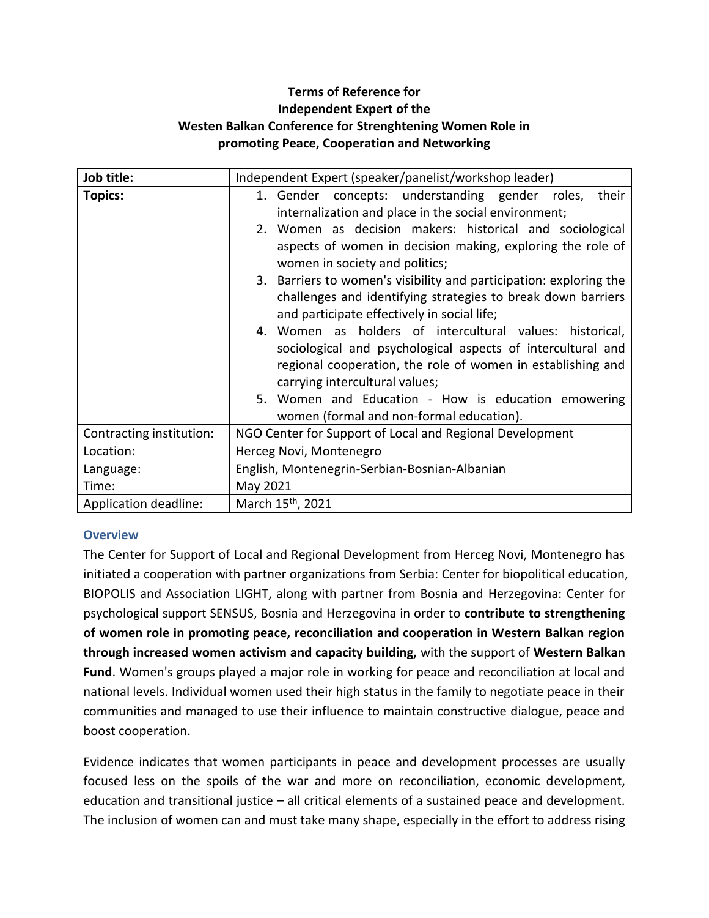**Terms of Reference for**
**Independent Expert of the**
**Westen Balkan Conference for Strenghtening Women Role in promoting Peace, Cooperation and Networking**

| **Job title:** | Independent Expert (speaker/panelist/workshop leader) |
|---|---|
| **Topics:** | 1. Gender concepts: understanding gender roles, their internalization and place in the social environment;<br>2. Women as decision makers: historical and sociological aspects of women in decision making, exploring the role of women in society and politics;<br>3. Barriers to women's visibility and participation: exploring the challenges and identifying strategies to break down barriers and participate effectively in social life;<br>4. Women as holders of intercultural values: historical, sociological and psychological aspects of intercultural and regional cooperation, the role of women in establishing and carrying intercultural values;<br>5. Women and Education - How is education emowering women (formal and non-formal education). |
| Contracting institution: | NGO Center for Support of Local and Regional Development |
| Location: | Herceg Novi, Montenegro |
| Language: | English, Montenegrin-Serbian-Bosnian-Albanian |
| Time: | May 2021 |
| Application deadline: | March 15th, 2021 |

## Overview

The Center for Support of Local and Regional Development from Herceg Novi, Montenegro has initiated a cooperation with partner organizations from Serbia: Center for biopolitical education, BIOPOLIS and Association LIGHT, along with partner from Bosnia and Herzegovina: Center for psychological support SENSUS, Bosnia and Herzegovina in order to **contribute to strengthening of women role in promoting peace, reconciliation and cooperation in Western Balkan region through increased women activism and capacity building,** with the support of **Western Balkan Fund**. Women's groups played a major role in working for peace and reconciliation at local and national levels. Individual women used their high status in the family to negotiate peace in their communities and managed to use their influence to maintain constructive dialogue, peace and boost cooperation.

Evidence indicates that women participants in peace and development processes are usually focused less on the spoils of the war and more on reconciliation, economic development, education and transitional justice – all critical elements of a sustained peace and development. The inclusion of women can and must take many shape, especially in the effort to address rising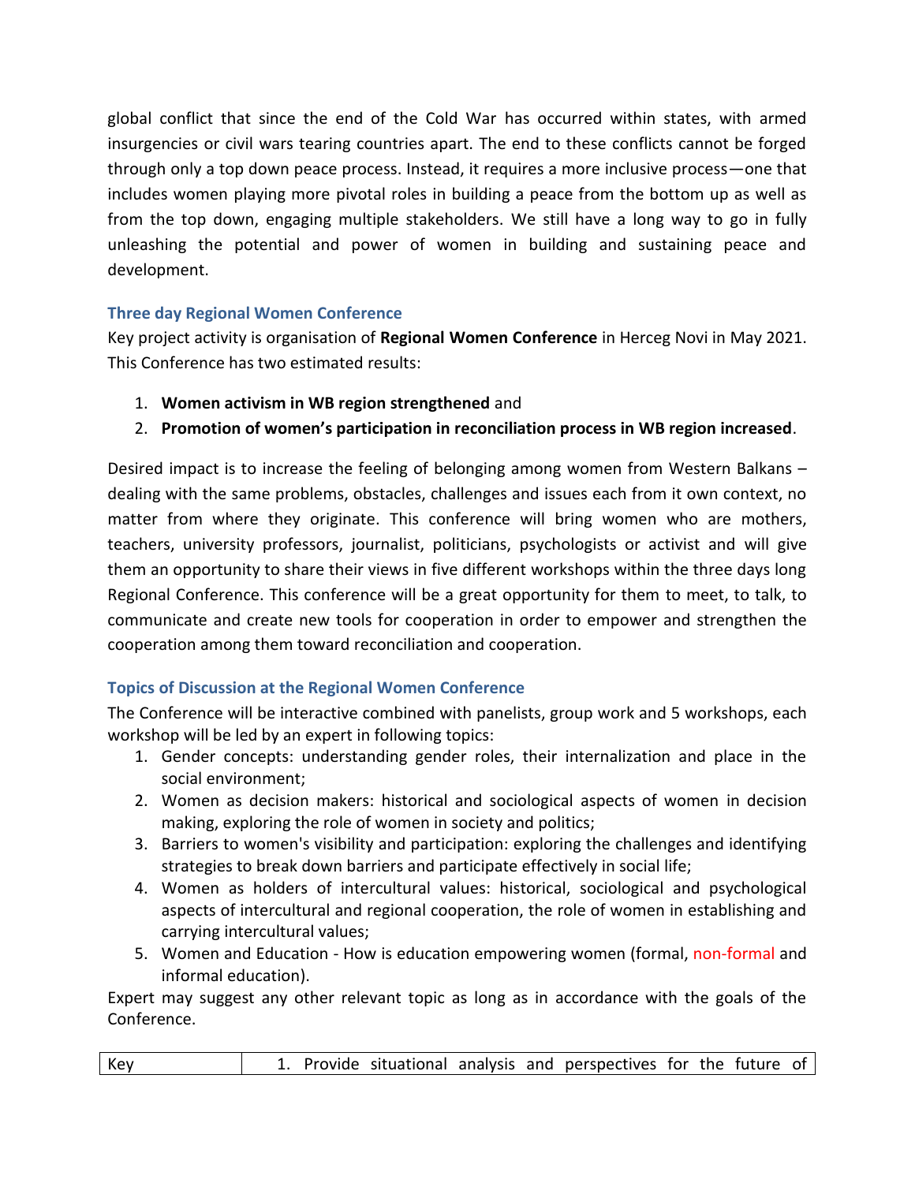global conflict that since the end of the Cold War has occurred within states, with armed insurgencies or civil wars tearing countries apart. The end to these conflicts cannot be forged through only a top down peace process. Instead, it requires a more inclusive process—one that includes women playing more pivotal roles in building a peace from the bottom up as well as from the top down, engaging multiple stakeholders. We still have a long way to go in fully unleashing the potential and power of women in building and sustaining peace and development.

### Three day Regional Women Conference

Key project activity is organisation of **Regional Women Conference** in Herceg Novi in May 2021. This Conference has two estimated results:

1. **Women activism in WB region strengthened** and
2. **Promotion of women's participation in reconciliation process in WB region increased**.

Desired impact is to increase the feeling of belonging among women from Western Balkans – dealing with the same problems, obstacles, challenges and issues each from it own context, no matter from where they originate. This conference will bring women who are mothers, teachers, university professors, journalist, politicians, psychologists or activist and will give them an opportunity to share their views in five different workshops within the three days long Regional Conference. This conference will be a great opportunity for them to meet, to talk, to communicate and create new tools for cooperation in order to empower and strengthen the cooperation among them toward reconciliation and cooperation.

### Topics of Discussion at the Regional Women Conference

The Conference will be interactive combined with panelists, group work and 5 workshops, each workshop will be led by an expert in following topics:

1. Gender concepts: understanding gender roles, their internalization and place in the social environment;
2. Women as decision makers: historical and sociological aspects of women in decision making, exploring the role of women in society and politics;
3. Barriers to women's visibility and participation: exploring the challenges and identifying strategies to break down barriers and participate effectively in social life;
4. Women as holders of intercultural values: historical, sociological and psychological aspects of intercultural and regional cooperation, the role of women in establishing and carrying intercultural values;
5. Women and Education - How is education empowering women (formal, non-formal and informal education).

Expert may suggest any other relevant topic as long as in accordance with the goals of the Conference.

| Key | 1. Provide situational analysis and perspectives for the future of |
| --- | --- |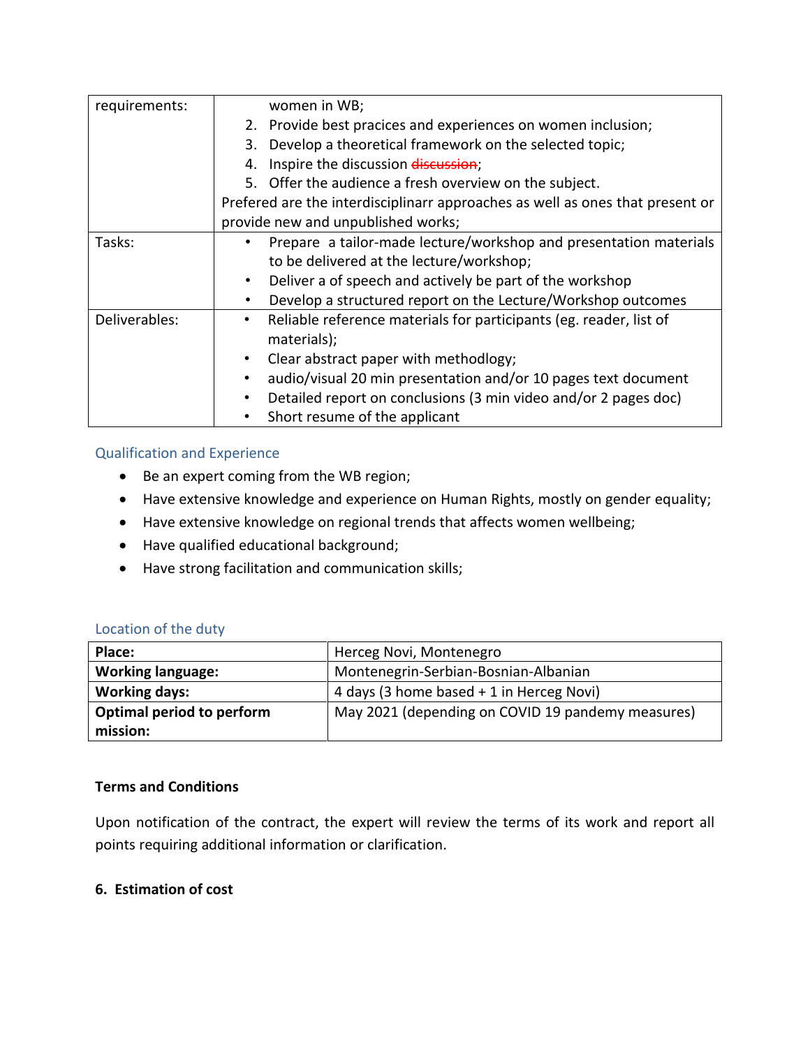| requirements: | women in WB;<br>2. Provide best pracices and experiences on women inclusion;<br>3. Develop a theoretical framework on the selected topic;<br>4. Inspire the discussion ~~discussion~~;<br>5. Offer the audience a fresh overview on the subject.<br>Prefered are the interdisciplinarr approaches as well as ones that present or provide new and unpublished works; |
|---|---|
| Tasks: | • Prepare a tailor-made lecture/workshop and presentation materials to be delivered at the lecture/workshop;<br>• Deliver a of speech and actively be part of the workshop<br>• Develop a structured report on the Lecture/Workshop outcomes |
| Deliverables: | • Reliable reference materials for participants (eg. reader, list of materials);<br>• Clear abstract paper with methodlogy;<br>• audio/visual 20 min presentation and/or 10 pages text document<br>• Detailed report on conclusions (3 min video and/or 2 pages doc)<br>• Short resume of the applicant |

## Qualification and Experience

- Be an expert coming from the WB region;
- Have extensive knowledge and experience on Human Rights, mostly on gender equality;
- Have extensive knowledge on regional trends that affects women wellbeing;
- Have qualified educational background;
- Have strong facilitation and communication skills;

## Location of the duty

| **Place:** | Herceg Novi, Montenegro |
|---|---|
| **Working language:** | Montenegrin-Serbian-Bosnian-Albanian |
| **Working days:** | 4 days (3 home based + 1 in Herceg Novi) |
| **Optimal period to perform mission:** | May 2021 (depending on COVID 19 pandemy measures) |

**Terms and Conditions**

Upon notification of the contract, the expert will review the terms of its work and report all points requiring additional information or clarification.

**6. Estimation of cost**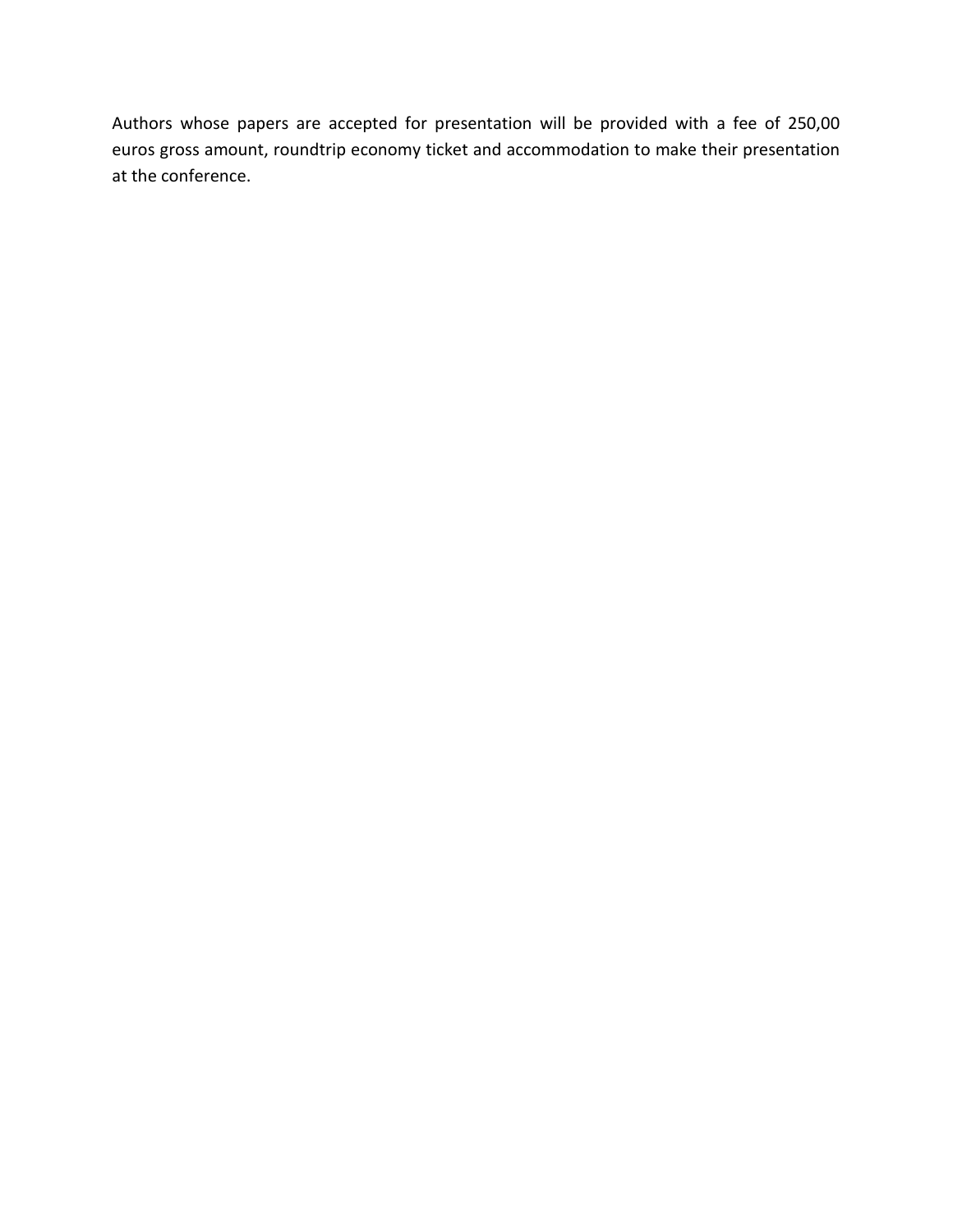Authors whose papers are accepted for presentation will be provided with a fee of 250,00 euros gross amount, roundtrip economy ticket and accommodation to make their presentation at the conference.